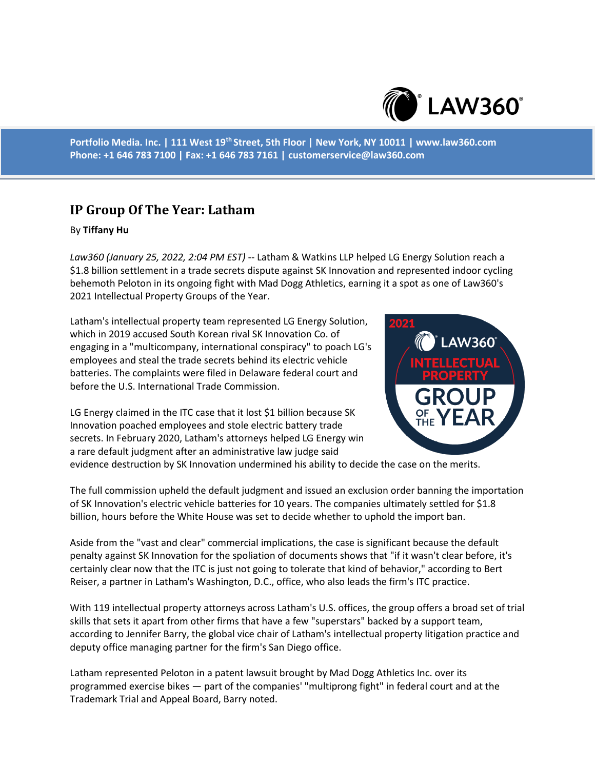# IP Group Of The Year: Latham

By **Tiffany Hu**

*Law360 (January 25, 2022, 2:04 PM EST)* -- Latham & Watkins LLP helped LG Energy Solution reach a $1.8 billion settlement in a trade secrets dispute against SK Innovation and represented indoor cycling behemoth Peloton in its ongoing fight with Mad Dogg Athletics, earning it a spot as one of Law360's 2021 Intellectual Property Groups of the Year.

Latham's intellectual property team represented LG Energy Solution, which in 2019 accused South Korean rival SK Innovation Co. of engaging in a "multicompany, international conspiracy" to poach LG's employees and steal the trade secrets behind its electric vehicle batteries. The complaints were filed in Delaware federal court and before the U.S. International Trade Commission.

LG Energy claimed in the ITC case that it lost $1 billion because SK Innovation poached employees and stole electric battery trade secrets. In February 2020, Latham's attorneys helped LG Energy win a rare default judgment after an administrative law judge said evidence destruction by SK Innovation undermined his ability to decide the case on the merits.

The full commission upheld the default judgment and issued an exclusion order banning the importation of SK Innovation's electric vehicle batteries for 10 years. The companies ultimately settled for $1.8 billion, hours before the White House was set to decide whether to uphold the import ban.

Aside from the "vast and clear" commercial implications, the case is significant because the default penalty against SK Innovation for the spoliation of documents shows that "if it wasn't clear before, it's certainly clear now that the ITC is just not going to tolerate that kind of behavior," according to Bert Reiser, a partner in Latham's Washington, D.C., office, who also leads the firm's ITC practice.

With 119 intellectual property attorneys across Latham's U.S. offices, the group offers a broad set of trial skills that sets it apart from other firms that have a few "superstars" backed by a support team, according to Jennifer Barry, the global vice chair of Latham's intellectual property litigation practice and deputy office managing partner for the firm's San Diego office.

Latham represented Peloton in a patent lawsuit brought by Mad Dogg Athletics Inc. over its programmed exercise bikes — part of the companies' "multiprong fight" in federal court and at the Trademark Trial and Appeal Board, Barry noted.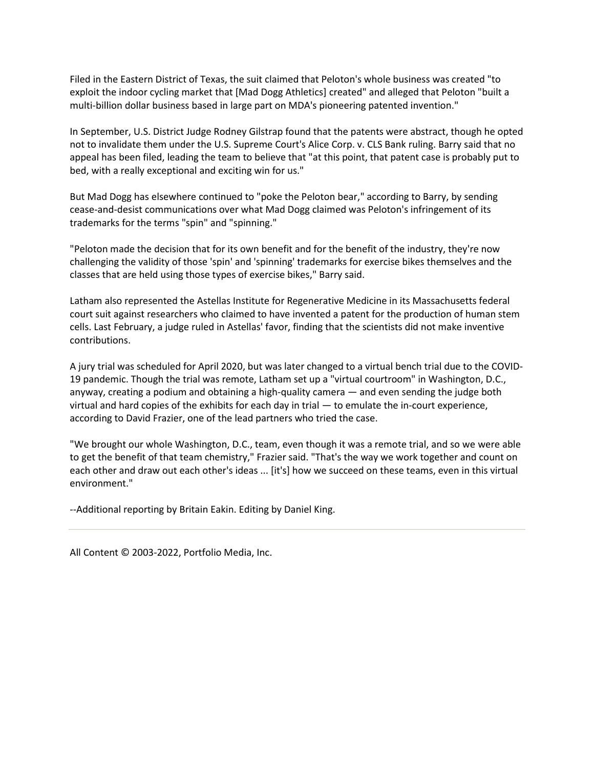Filed in the Eastern District of Texas, the suit claimed that Peloton's whole business was created "to exploit the indoor cycling market that [Mad Dogg Athletics] created" and alleged that Peloton "built a multi-billion dollar business based in large part on MDA's pioneering patented invention."

In September, U.S. District Judge Rodney Gilstrap found that the patents were abstract, though he opted not to invalidate them under the U.S. Supreme Court's Alice Corp. v. CLS Bank ruling. Barry said that no appeal has been filed, leading the team to believe that "at this point, that patent case is probably put to bed, with a really exceptional and exciting win for us."

But Mad Dogg has elsewhere continued to "poke the Peloton bear," according to Barry, by sending cease-and-desist communications over what Mad Dogg claimed was Peloton's infringement of its trademarks for the terms "spin" and "spinning."

"Peloton made the decision that for its own benefit and for the benefit of the industry, they're now challenging the validity of those 'spin' and 'spinning' trademarks for exercise bikes themselves and the classes that are held using those types of exercise bikes," Barry said.

Latham also represented the Astellas Institute for Regenerative Medicine in its Massachusetts federal court suit against researchers who claimed to have invented a patent for the production of human stem cells. Last February, a judge ruled in Astellas' favor, finding that the scientists did not make inventive contributions.

A jury trial was scheduled for April 2020, but was later changed to a virtual bench trial due to the COVID-19 pandemic. Though the trial was remote, Latham set up a "virtual courtroom" in Washington, D.C., anyway, creating a podium and obtaining a high-quality camera — and even sending the judge both virtual and hard copies of the exhibits for each day in trial — to emulate the in-court experience, according to David Frazier, one of the lead partners who tried the case.

"We brought our whole Washington, D.C., team, even though it was a remote trial, and so we were able to get the benefit of that team chemistry," Frazier said. "That's the way we work together and count on each other and draw out each other's ideas ... [it's] how we succeed on these teams, even in this virtual environment."

--Additional reporting by Britain Eakin. Editing by Daniel King.

---

All Content © 2003-2022, Portfolio Media, Inc.